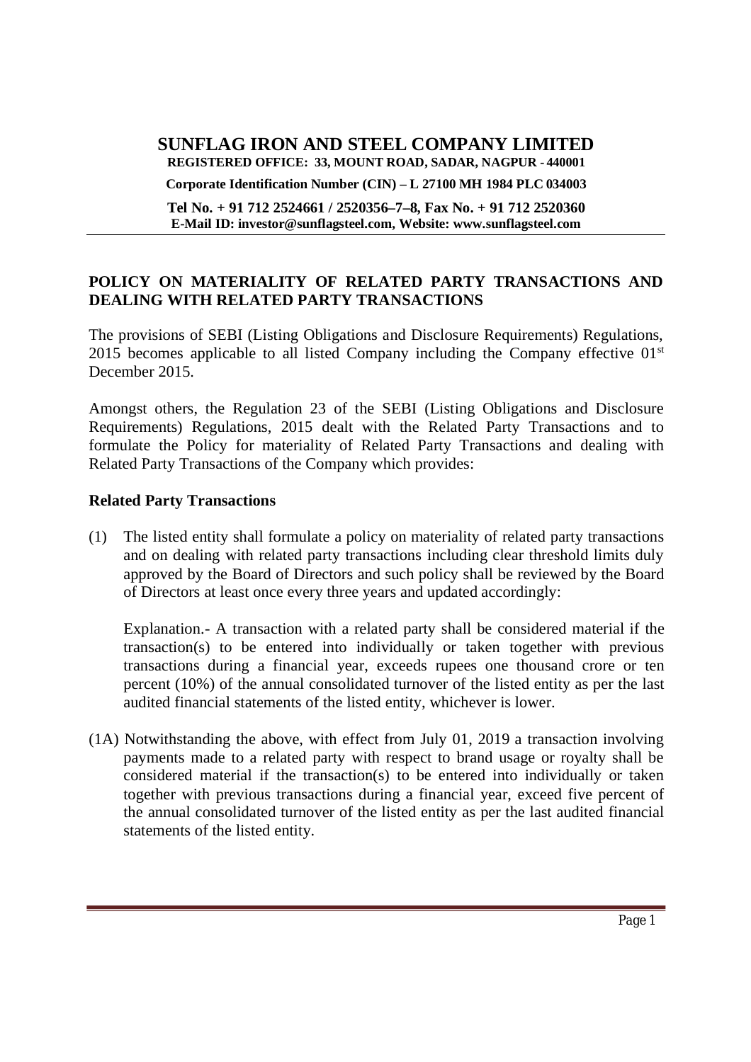# SUNFLAG IRON AND STEEL COMPANY LIMITED

**REGISTERED OFFICE: 33, MOUNT ROAD, SADAR, NAGPUR - 440001**

**Corporate Identification Number (CIN) – L 27100 MH 1984 PLC 034003**

**Tel No. + 91 712 2524661 / 2520356–7–8, Fax No. + 91 712 2520360**
**E-Mail ID: investor@sunflagsteel.com, Website: www.sunflagsteel.com**

---

## POLICY ON MATERIALITY OF RELATED PARTY TRANSACTIONS AND DEALING WITH RELATED PARTY TRANSACTIONS

The provisions of SEBI (Listing Obligations and Disclosure Requirements) Regulations, 2015 becomes applicable to all listed Company including the Company effective 01st December 2015.

Amongst others, the Regulation 23 of the SEBI (Listing Obligations and Disclosure Requirements) Regulations, 2015 dealt with the Related Party Transactions and to formulate the Policy for materiality of Related Party Transactions and dealing with Related Party Transactions of the Company which provides:

### Related Party Transactions

(1) The listed entity shall formulate a policy on materiality of related party transactions and on dealing with related party transactions including clear threshold limits duly approved by the Board of Directors and such policy shall be reviewed by the Board of Directors at least once every three years and updated accordingly:

Explanation.- A transaction with a related party shall be considered material if the transaction(s) to be entered into individually or taken together with previous transactions during a financial year, exceeds rupees one thousand crore or ten percent (10%) of the annual consolidated turnover of the listed entity as per the last audited financial statements of the listed entity, whichever is lower.

(1A) Notwithstanding the above, with effect from July 01, 2019 a transaction involving payments made to a related party with respect to brand usage or royalty shall be considered material if the transaction(s) to be entered into individually or taken together with previous transactions during a financial year, exceed five percent of the annual consolidated turnover of the listed entity as per the last audited financial statements of the listed entity.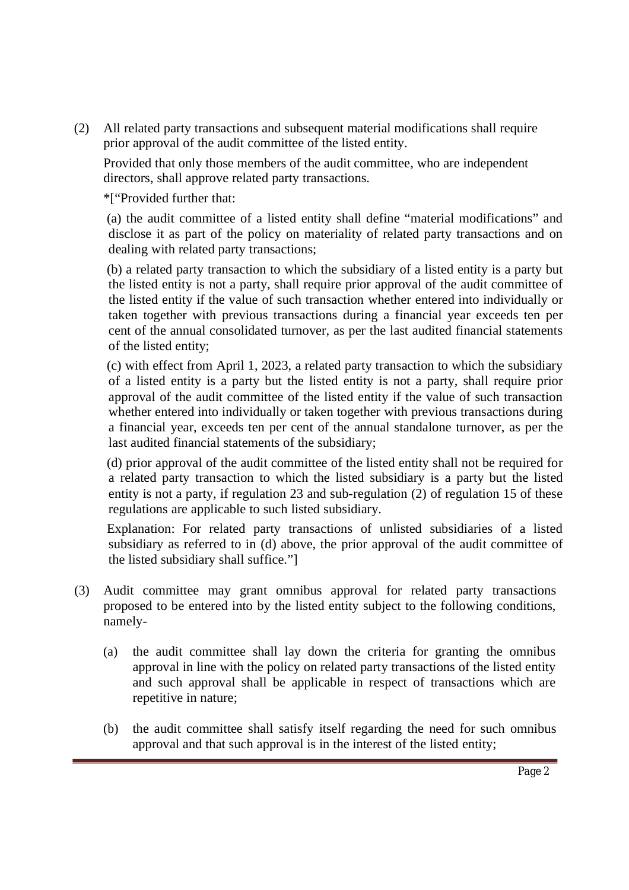(2) All related party transactions and subsequent material modifications shall require prior approval of the audit committee of the listed entity.

Provided that only those members of the audit committee, who are independent directors, shall approve related party transactions.

*["Provided further that:

(a) the audit committee of a listed entity shall define "material modifications" and disclose it as part of the policy on materiality of related party transactions and on dealing with related party transactions;

(b) a related party transaction to which the subsidiary of a listed entity is a party but the listed entity is not a party, shall require prior approval of the audit committee of the listed entity if the value of such transaction whether entered into individually or taken together with previous transactions during a financial year exceeds ten per cent of the annual consolidated turnover, as per the last audited financial statements of the listed entity;

(c) with effect from April 1, 2023, a related party transaction to which the subsidiary of a listed entity is a party but the listed entity is not a party, shall require prior approval of the audit committee of the listed entity if the value of such transaction whether entered into individually or taken together with previous transactions during a financial year, exceeds ten per cent of the annual standalone turnover, as per the last audited financial statements of the subsidiary;

(d) prior approval of the audit committee of the listed entity shall not be required for a related party transaction to which the listed subsidiary is a party but the listed entity is not a party, if regulation 23 and sub-regulation (2) of regulation 15 of these regulations are applicable to such listed subsidiary.

Explanation: For related party transactions of unlisted subsidiaries of a listed subsidiary as referred to in (d) above, the prior approval of the audit committee of the listed subsidiary shall suffice."]

(3) Audit committee may grant omnibus approval for related party transactions proposed to be entered into by the listed entity subject to the following conditions, namely-

(a) the audit committee shall lay down the criteria for granting the omnibus approval in line with the policy on related party transactions of the listed entity and such approval shall be applicable in respect of transactions which are repetitive in nature;

(b) the audit committee shall satisfy itself regarding the need for such omnibus approval and that such approval is in the interest of the listed entity;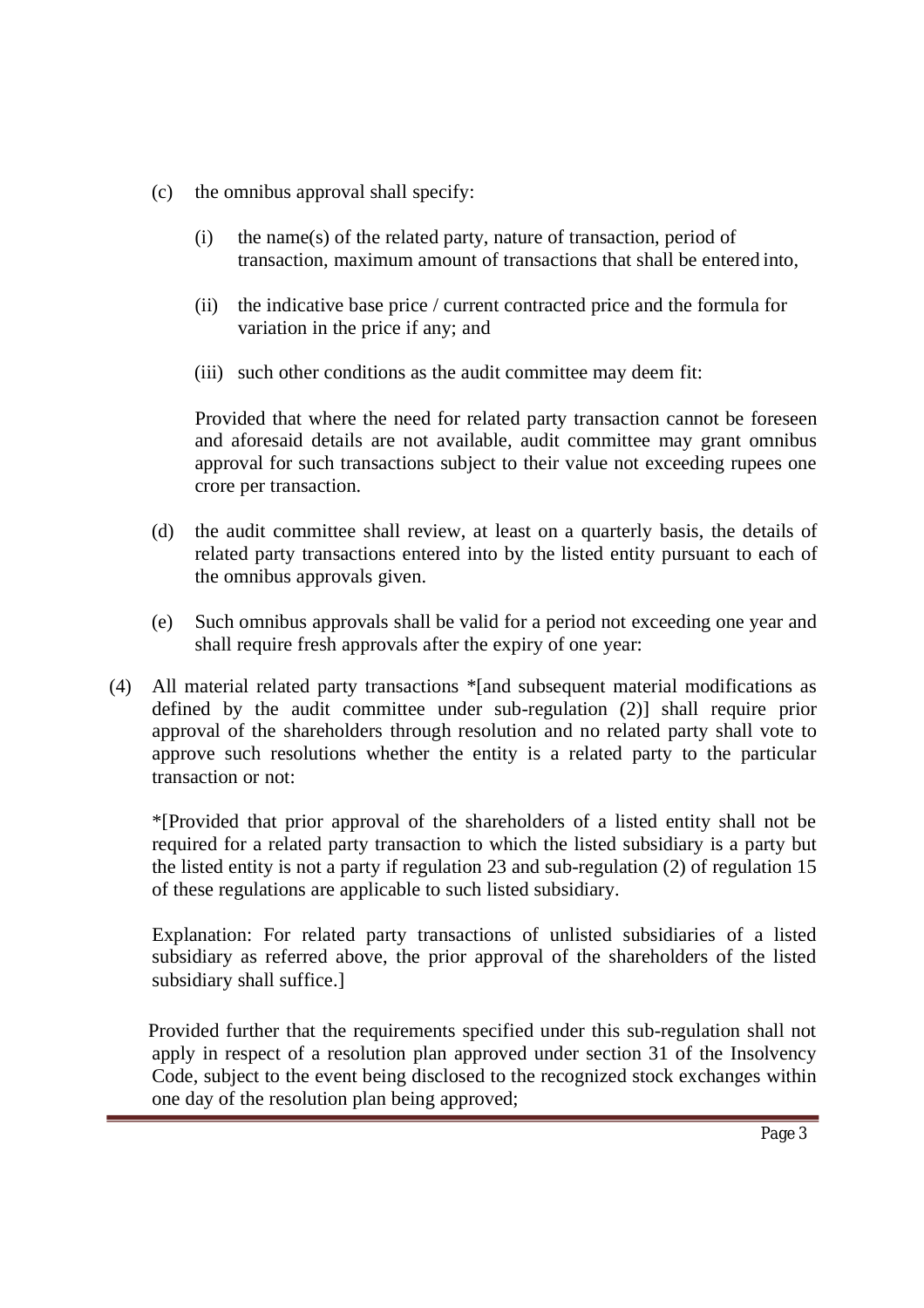(c) the omnibus approval shall specify:

   (i) the name(s) of the related party, nature of transaction, period of transaction, maximum amount of transactions that shall be entered into,

   (ii) the indicative base price / current contracted price and the formula for variation in the price if any; and

   (iii) such other conditions as the audit committee may deem fit:

   Provided that where the need for related party transaction cannot be foreseen and aforesaid details are not available, audit committee may grant omnibus approval for such transactions subject to their value not exceeding rupees one crore per transaction.

(d) the audit committee shall review, at least on a quarterly basis, the details of related party transactions entered into by the listed entity pursuant to each of the omnibus approvals given.

(e) Such omnibus approvals shall be valid for a period not exceeding one year and shall require fresh approvals after the expiry of one year:

(4) All material related party transactions *[and subsequent material modifications as defined by the audit committee under sub-regulation (2)] shall require prior approval of the shareholders through resolution and no related party shall vote to approve such resolutions whether the entity is a related party to the particular transaction or not:

   *[Provided that prior approval of the shareholders of a listed entity shall not be required for a related party transaction to which the listed subsidiary is a party but the listed entity is not a party if regulation 23 and sub-regulation (2) of regulation 15 of these regulations are applicable to such listed subsidiary.

   Explanation: For related party transactions of unlisted subsidiaries of a listed subsidiary as referred above, the prior approval of the shareholders of the listed subsidiary shall suffice.]

   Provided further that the requirements specified under this sub-regulation shall not apply in respect of a resolution plan approved under section 31 of the Insolvency Code, subject to the event being disclosed to the recognized stock exchanges within one day of the resolution plan being approved;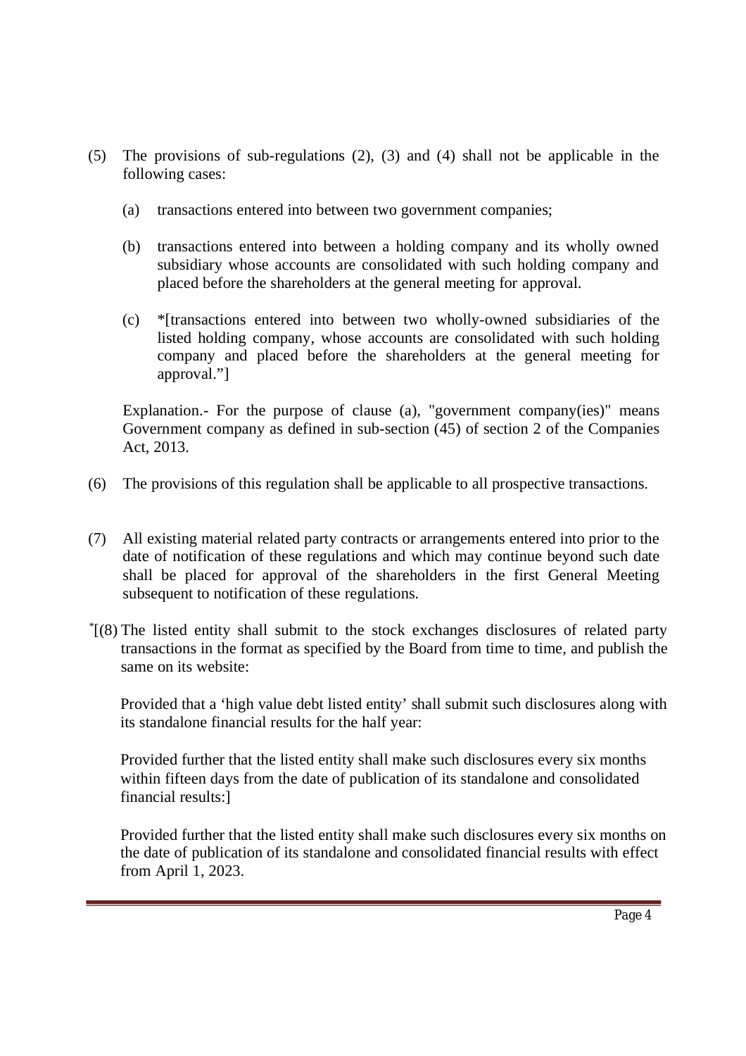(5) The provisions of sub-regulations (2), (3) and (4) shall not be applicable in the following cases:

   (a) transactions entered into between two government companies;

   (b) transactions entered into between a holding company and its wholly owned subsidiary whose accounts are consolidated with such holding company and placed before the shareholders at the general meeting for approval.

   (c) *[transactions entered into between two wholly-owned subsidiaries of the listed holding company, whose accounts are consolidated with such holding company and placed before the shareholders at the general meeting for approval."]

   Explanation.- For the purpose of clause (a), "government company(ies)" means Government company as defined in sub-section (45) of section 2 of the Companies Act, 2013.

(6) The provisions of this regulation shall be applicable to all prospective transactions.

(7) All existing material related party contracts or arrangements entered into prior to the date of notification of these regulations and which may continue beyond such date shall be placed for approval of the shareholders in the first General Meeting subsequent to notification of these regulations.

*[(8) The listed entity shall submit to the stock exchanges disclosures of related party transactions in the format as specified by the Board from time to time, and publish the same on its website:

   Provided that a 'high value debt listed entity' shall submit such disclosures along with its standalone financial results for the half year:

   Provided further that the listed entity shall make such disclosures every six months within fifteen days from the date of publication of its standalone and consolidated financial results:]

   Provided further that the listed entity shall make such disclosures every six months on the date of publication of its standalone and consolidated financial results with effect from April 1, 2023.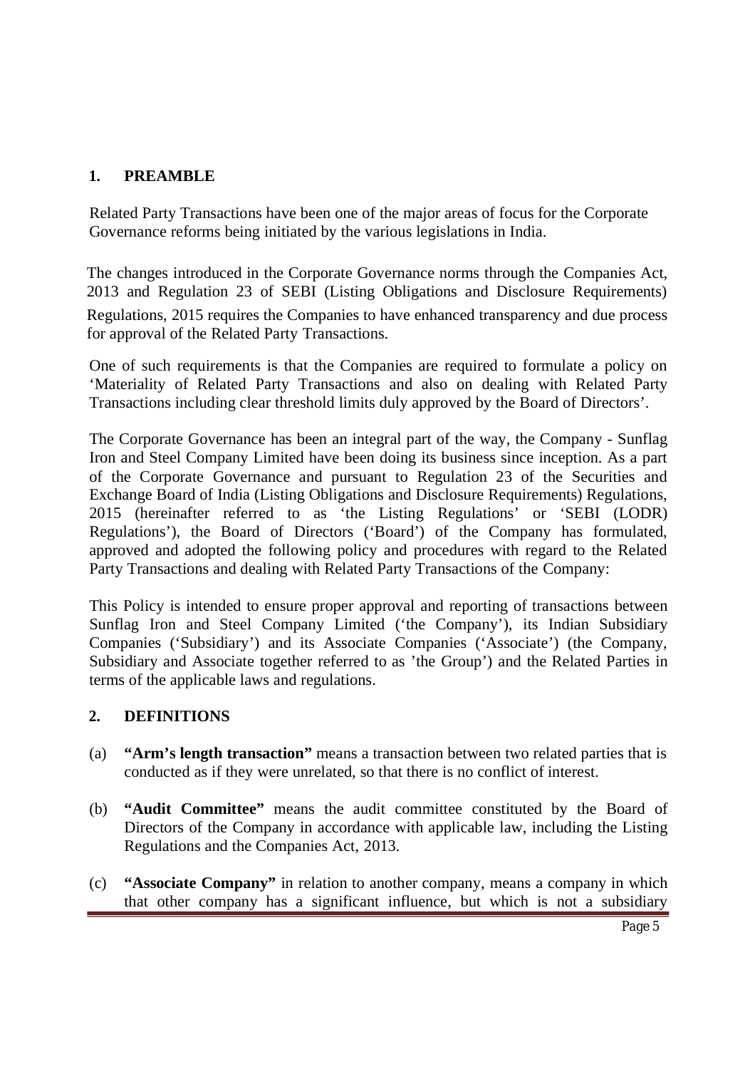## 1. PREAMBLE

Related Party Transactions have been one of the major areas of focus for the Corporate Governance reforms being initiated by the various legislations in India.

The changes introduced in the Corporate Governance norms through the Companies Act, 2013 and Regulation 23 of SEBI (Listing Obligations and Disclosure Requirements) Regulations, 2015 requires the Companies to have enhanced transparency and due process for approval of the Related Party Transactions.

One of such requirements is that the Companies are required to formulate a policy on 'Materiality of Related Party Transactions and also on dealing with Related Party Transactions including clear threshold limits duly approved by the Board of Directors'.

The Corporate Governance has been an integral part of the way, the Company - Sunflag Iron and Steel Company Limited have been doing its business since inception. As a part of the Corporate Governance and pursuant to Regulation 23 of the Securities and Exchange Board of India (Listing Obligations and Disclosure Requirements) Regulations, 2015 (hereinafter referred to as 'the Listing Regulations' or 'SEBI (LODR) Regulations'), the Board of Directors ('Board') of the Company has formulated, approved and adopted the following policy and procedures with regard to the Related Party Transactions and dealing with Related Party Transactions of the Company:

This Policy is intended to ensure proper approval and reporting of transactions between Sunflag Iron and Steel Company Limited ('the Company'), its Indian Subsidiary Companies ('Subsidiary') and its Associate Companies ('Associate') (the Company, Subsidiary and Associate together referred to as 'the Group') and the Related Parties in terms of the applicable laws and regulations.

## 2. DEFINITIONS

(a) **"Arm's length transaction"** means a transaction between two related parties that is conducted as if they were unrelated, so that there is no conflict of interest.

(b) **"Audit Committee"** means the audit committee constituted by the Board of Directors of the Company in accordance with applicable law, including the Listing Regulations and the Companies Act, 2013.

(c) **"Associate Company"** in relation to another company, means a company in which that other company has a significant influence, but which is not a subsidiary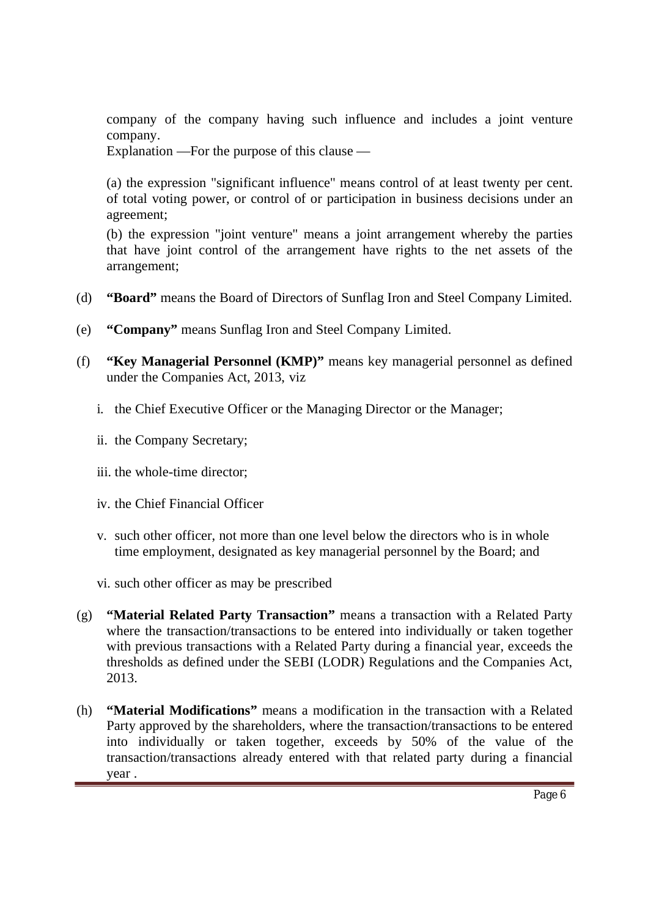company of the company having such influence and includes a joint venture company.

Explanation —For the purpose of this clause —

(a) the expression "significant influence" means control of at least twenty per cent. of total voting power, or control of or participation in business decisions under an agreement;

(b) the expression "joint venture" means a joint arrangement whereby the parties that have joint control of the arrangement have rights to the net assets of the arrangement;

(d) **"Board"** means the Board of Directors of Sunflag Iron and Steel Company Limited.

(e) **"Company"** means Sunflag Iron and Steel Company Limited.

(f) **"Key Managerial Personnel (KMP)"** means key managerial personnel as defined under the Companies Act, 2013, viz

i. the Chief Executive Officer or the Managing Director or the Manager;

ii. the Company Secretary;

iii. the whole-time director;

iv. the Chief Financial Officer

v. such other officer, not more than one level below the directors who is in whole time employment, designated as key managerial personnel by the Board; and

vi. such other officer as may be prescribed

(g) **"Material Related Party Transaction"** means a transaction with a Related Party where the transaction/transactions to be entered into individually or taken together with previous transactions with a Related Party during a financial year, exceeds the thresholds as defined under the SEBI (LODR) Regulations and the Companies Act, 2013.

(h) **"Material Modifications"** means a modification in the transaction with a Related Party approved by the shareholders, where the transaction/transactions to be entered into individually or taken together, exceeds by 50% of the value of the transaction/transactions already entered with that related party during a financial year .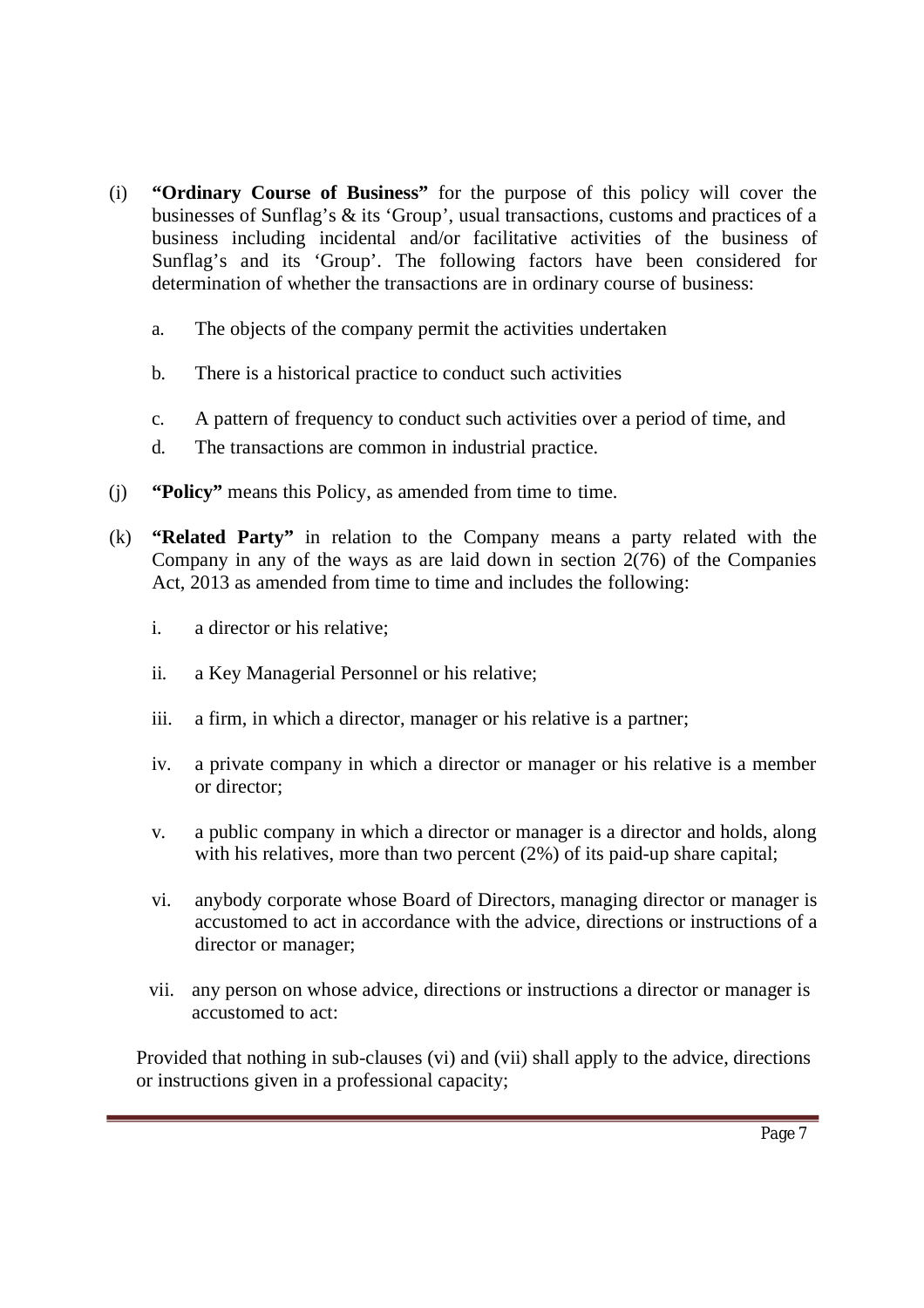(i) **"Ordinary Course of Business"** for the purpose of this policy will cover the businesses of Sunflag's & its 'Group', usual transactions, customs and practices of a business including incidental and/or facilitative activities of the business of Sunflag's and its 'Group'. The following factors have been considered for determination of whether the transactions are in ordinary course of business:

   a. The objects of the company permit the activities undertaken

   b. There is a historical practice to conduct such activities

   c. A pattern of frequency to conduct such activities over a period of time, and

   d. The transactions are common in industrial practice.

(j) **"Policy"** means this Policy, as amended from time to time.

(k) **"Related Party"** in relation to the Company means a party related with the Company in any of the ways as are laid down in section 2(76) of the Companies Act, 2013 as amended from time to time and includes the following:

   i. a director or his relative;

   ii. a Key Managerial Personnel or his relative;

   iii. a firm, in which a director, manager or his relative is a partner;

   iv. a private company in which a director or manager or his relative is a member or director;

   v. a public company in which a director or manager is a director and holds, along with his relatives, more than two percent (2%) of its paid-up share capital;

   vi. anybody corporate whose Board of Directors, managing director or manager is accustomed to act in accordance with the advice, directions or instructions of a director or manager;

   vii. any person on whose advice, directions or instructions a director or manager is accustomed to act:

   Provided that nothing in sub-clauses (vi) and (vii) shall apply to the advice, directions or instructions given in a professional capacity;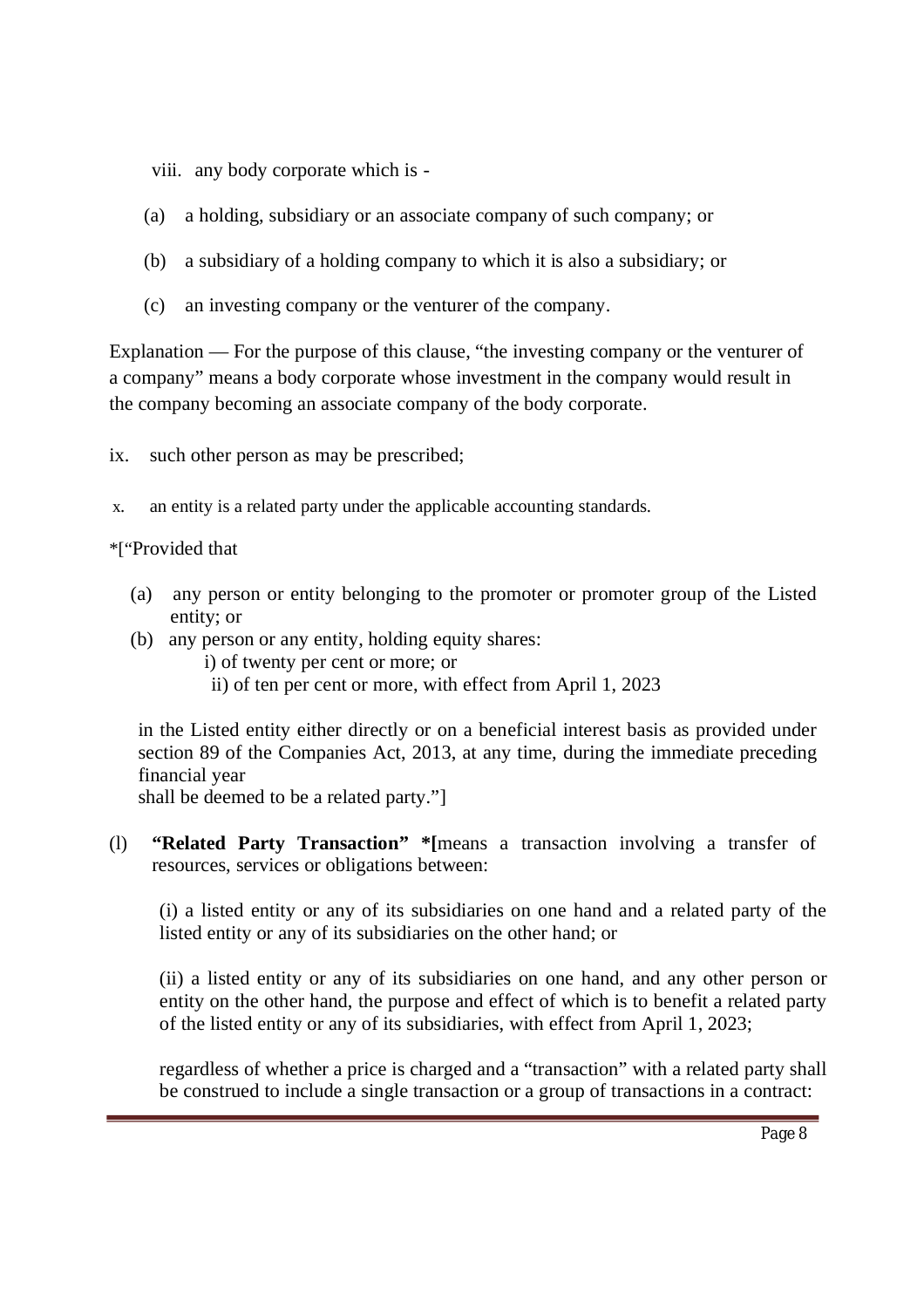viii. any body corporate which is -

(a) a holding, subsidiary or an associate company of such company; or

(b) a subsidiary of a holding company to which it is also a subsidiary; or

(c) an investing company or the venturer of the company.

Explanation — For the purpose of this clause, "the investing company or the venturer of a company" means a body corporate whose investment in the company would result in the company becoming an associate company of the body corporate.

ix. such other person as may be prescribed;

x. an entity is a related party under the applicable accounting standards.

*["Provided that

(a) any person or entity belonging to the promoter or promoter group of the Listed entity; or

(b) any person or any entity, holding equity shares:

i) of twenty per cent or more; or

ii) of ten per cent or more, with effect from April 1, 2023

in the Listed entity either directly or on a beneficial interest basis as provided under section 89 of the Companies Act, 2013, at any time, during the immediate preceding financial year

shall be deemed to be a related party."]

(l) **"Related Party Transaction" *[**means a transaction involving a transfer of resources, services or obligations between:

(i) a listed entity or any of its subsidiaries on one hand and a related party of the listed entity or any of its subsidiaries on the other hand; or

(ii) a listed entity or any of its subsidiaries on one hand, and any other person or entity on the other hand, the purpose and effect of which is to benefit a related party of the listed entity or any of its subsidiaries, with effect from April 1, 2023;

regardless of whether a price is charged and a "transaction" with a related party shall be construed to include a single transaction or a group of transactions in a contract: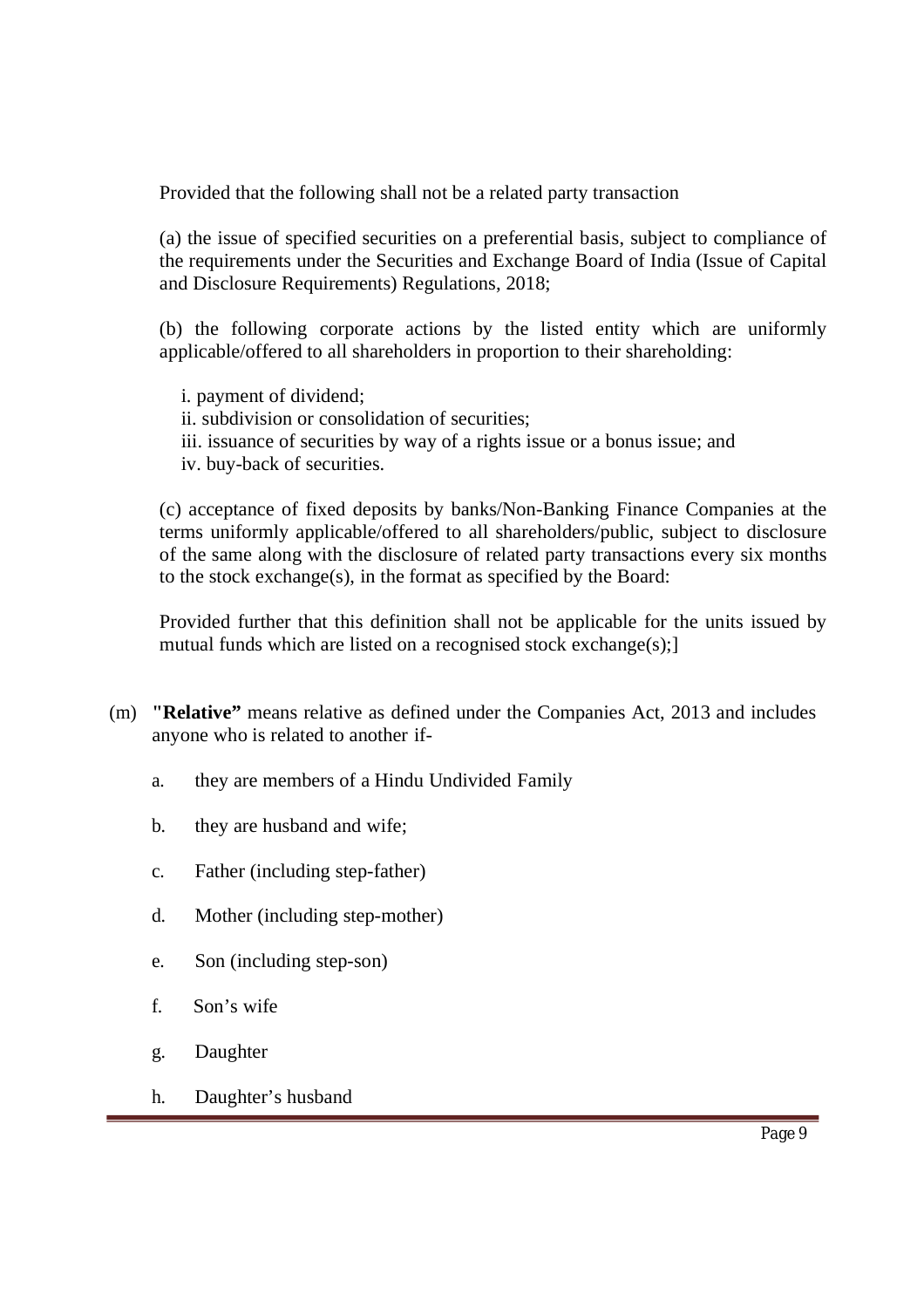Provided that the following shall not be a related party transaction

(a) the issue of specified securities on a preferential basis, subject to compliance of the requirements under the Securities and Exchange Board of India (Issue of Capital and Disclosure Requirements) Regulations, 2018;

(b) the following corporate actions by the listed entity which are uniformly applicable/offered to all shareholders in proportion to their shareholding:

i. payment of dividend;
ii. subdivision or consolidation of securities;
iii. issuance of securities by way of a rights issue or a bonus issue; and
iv. buy-back of securities.

(c) acceptance of fixed deposits by banks/Non-Banking Finance Companies at the terms uniformly applicable/offered to all shareholders/public, subject to disclosure of the same along with the disclosure of related party transactions every six months to the stock exchange(s), in the format as specified by the Board:

Provided further that this definition shall not be applicable for the units issued by mutual funds which are listed on a recognised stock exchange(s);]

(m) **"Relative"** means relative as defined under the Companies Act, 2013 and includes anyone who is related to another if-

a. they are members of a Hindu Undivided Family

b. they are husband and wife;

c. Father (including step-father)

d. Mother (including step-mother)

e. Son (including step-son)

f. Son's wife

g. Daughter

h. Daughter's husband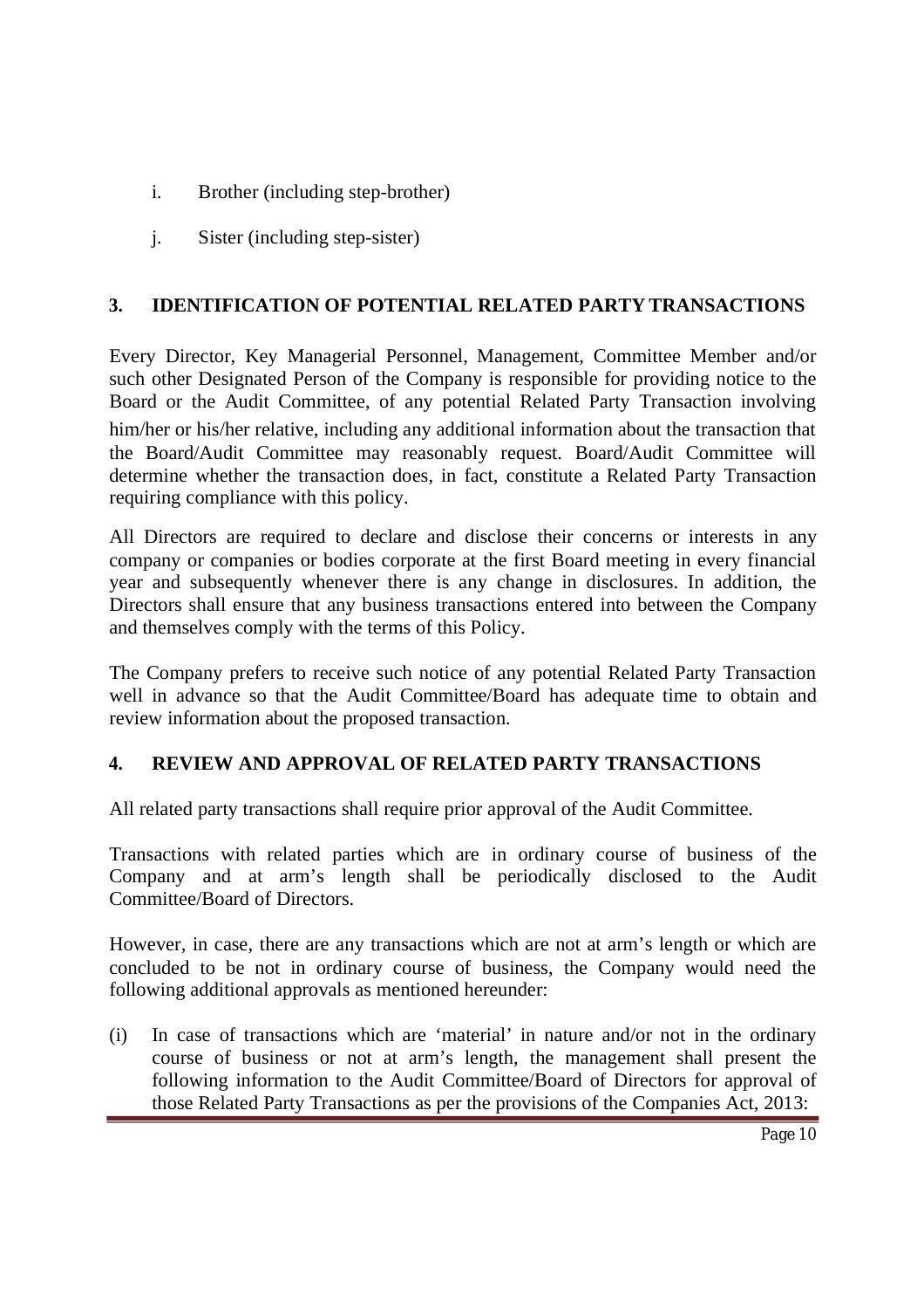i. Brother (including step-brother)

j. Sister (including step-sister)

## 3. IDENTIFICATION OF POTENTIAL RELATED PARTY TRANSACTIONS

Every Director, Key Managerial Personnel, Management, Committee Member and/or such other Designated Person of the Company is responsible for providing notice to the Board or the Audit Committee, of any potential Related Party Transaction involving him/her or his/her relative, including any additional information about the transaction that the Board/Audit Committee may reasonably request. Board/Audit Committee will determine whether the transaction does, in fact, constitute a Related Party Transaction requiring compliance with this policy.

All Directors are required to declare and disclose their concerns or interests in any company or companies or bodies corporate at the first Board meeting in every financial year and subsequently whenever there is any change in disclosures. In addition, the Directors shall ensure that any business transactions entered into between the Company and themselves comply with the terms of this Policy.

The Company prefers to receive such notice of any potential Related Party Transaction well in advance so that the Audit Committee/Board has adequate time to obtain and review information about the proposed transaction.

## 4. REVIEW AND APPROVAL OF RELATED PARTY TRANSACTIONS

All related party transactions shall require prior approval of the Audit Committee.

Transactions with related parties which are in ordinary course of business of the Company and at arm's length shall be periodically disclosed to the Audit Committee/Board of Directors.

However, in case, there are any transactions which are not at arm's length or which are concluded to be not in ordinary course of business, the Company would need the following additional approvals as mentioned hereunder:

(i) In case of transactions which are 'material' in nature and/or not in the ordinary course of business or not at arm's length, the management shall present the following information to the Audit Committee/Board of Directors for approval of those Related Party Transactions as per the provisions of the Companies Act, 2013: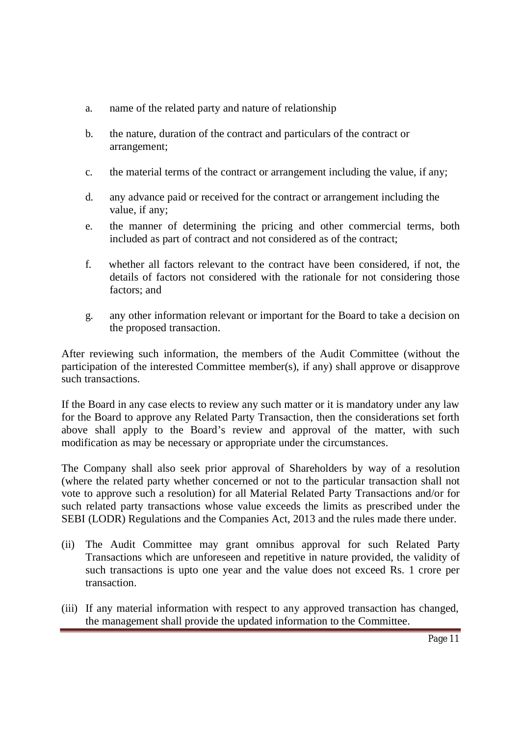a. name of the related party and nature of relationship

b. the nature, duration of the contract and particulars of the contract or arrangement;

c. the material terms of the contract or arrangement including the value, if any;

d. any advance paid or received for the contract or arrangement including the value, if any;

e. the manner of determining the pricing and other commercial terms, both included as part of contract and not considered as of the contract;

f. whether all factors relevant to the contract have been considered, if not, the details of factors not considered with the rationale for not considering those factors; and

g. any other information relevant or important for the Board to take a decision on the proposed transaction.

After reviewing such information, the members of the Audit Committee (without the participation of the interested Committee member(s), if any) shall approve or disapprove such transactions.

If the Board in any case elects to review any such matter or it is mandatory under any law for the Board to approve any Related Party Transaction, then the considerations set forth above shall apply to the Board's review and approval of the matter, with such modification as may be necessary or appropriate under the circumstances.

The Company shall also seek prior approval of Shareholders by way of a resolution (where the related party whether concerned or not to the particular transaction shall not vote to approve such a resolution) for all Material Related Party Transactions and/or for such related party transactions whose value exceeds the limits as prescribed under the SEBI (LODR) Regulations and the Companies Act, 2013 and the rules made there under.

(ii) The Audit Committee may grant omnibus approval for such Related Party Transactions which are unforeseen and repetitive in nature provided, the validity of such transactions is upto one year and the value does not exceed Rs. 1 crore per transaction.

(iii) If any material information with respect to any approved transaction has changed, the management shall provide the updated information to the Committee.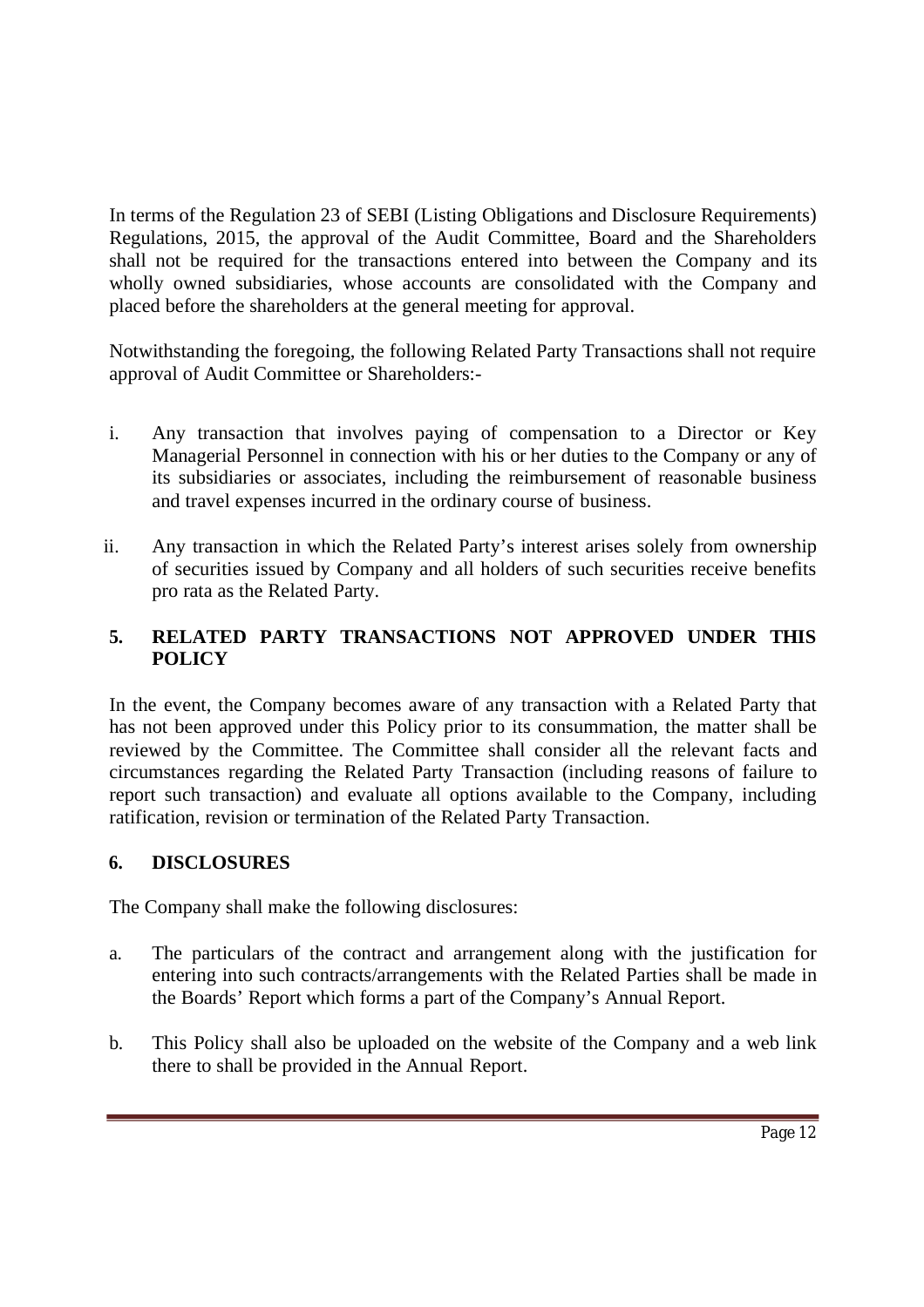In terms of the Regulation 23 of SEBI (Listing Obligations and Disclosure Requirements) Regulations, 2015, the approval of the Audit Committee, Board and the Shareholders shall not be required for the transactions entered into between the Company and its wholly owned subsidiaries, whose accounts are consolidated with the Company and placed before the shareholders at the general meeting for approval.

Notwithstanding the foregoing, the following Related Party Transactions shall not require approval of Audit Committee or Shareholders:-

i. Any transaction that involves paying of compensation to a Director or Key Managerial Personnel in connection with his or her duties to the Company or any of its subsidiaries or associates, including the reimbursement of reasonable business and travel expenses incurred in the ordinary course of business.

ii. Any transaction in which the Related Party's interest arises solely from ownership of securities issued by Company and all holders of such securities receive benefits pro rata as the Related Party.

## 5. RELATED PARTY TRANSACTIONS NOT APPROVED UNDER THIS POLICY

In the event, the Company becomes aware of any transaction with a Related Party that has not been approved under this Policy prior to its consummation, the matter shall be reviewed by the Committee. The Committee shall consider all the relevant facts and circumstances regarding the Related Party Transaction (including reasons of failure to report such transaction) and evaluate all options available to the Company, including ratification, revision or termination of the Related Party Transaction.

## 6. DISCLOSURES

The Company shall make the following disclosures:

a. The particulars of the contract and arrangement along with the justification for entering into such contracts/arrangements with the Related Parties shall be made in the Boards' Report which forms a part of the Company's Annual Report.

b. This Policy shall also be uploaded on the website of the Company and a web link there to shall be provided in the Annual Report.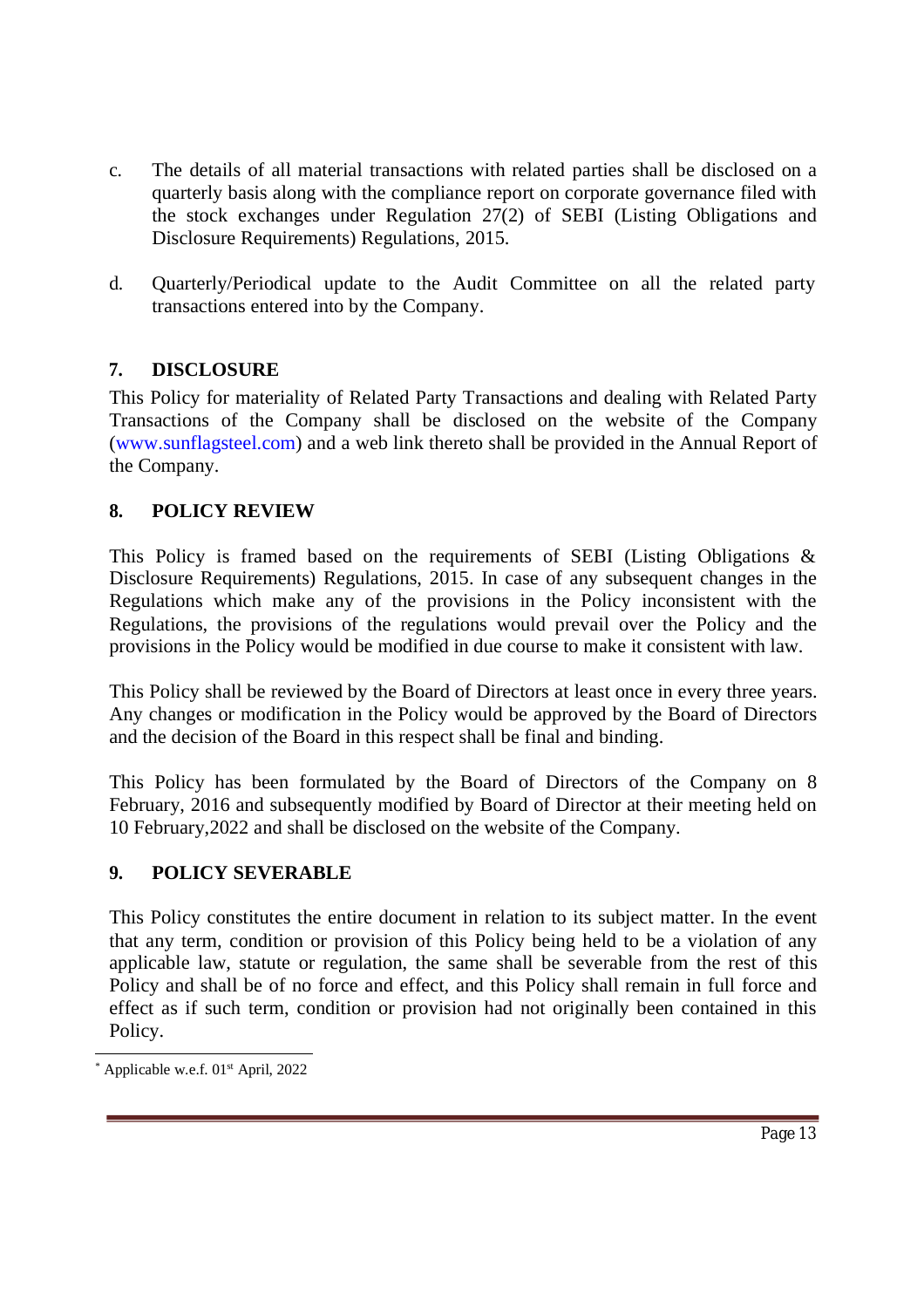c. The details of all material transactions with related parties shall be disclosed on a quarterly basis along with the compliance report on corporate governance filed with the stock exchanges under Regulation 27(2) of SEBI (Listing Obligations and Disclosure Requirements) Regulations, 2015.

d. Quarterly/Periodical update to the Audit Committee on all the related party transactions entered into by the Company.

## 7. DISCLOSURE

This Policy for materiality of Related Party Transactions and dealing with Related Party Transactions of the Company shall be disclosed on the website of the Company (www.sunflagsteel.com) and a web link thereto shall be provided in the Annual Report of the Company.

## 8. POLICY REVIEW

This Policy is framed based on the requirements of SEBI (Listing Obligations & Disclosure Requirements) Regulations, 2015. In case of any subsequent changes in the Regulations which make any of the provisions in the Policy inconsistent with the Regulations, the provisions of the regulations would prevail over the Policy and the provisions in the Policy would be modified in due course to make it consistent with law.

This Policy shall be reviewed by the Board of Directors at least once in every three years. Any changes or modification in the Policy would be approved by the Board of Directors and the decision of the Board in this respect shall be final and binding.

This Policy has been formulated by the Board of Directors of the Company on 8 February, 2016 and subsequently modified by Board of Director at their meeting held on 10 February,2022 and shall be disclosed on the website of the Company.

## 9. POLICY SEVERABLE

This Policy constitutes the entire document in relation to its subject matter. In the event that any term, condition or provision of this Policy being held to be a violation of any applicable law, statute or regulation, the same shall be severable from the rest of this Policy and shall be of no force and effect, and this Policy shall remain in full force and effect as if such term, condition or provision had not originally been contained in this Policy.

---

* Applicable w.e.f. 01st April, 2022